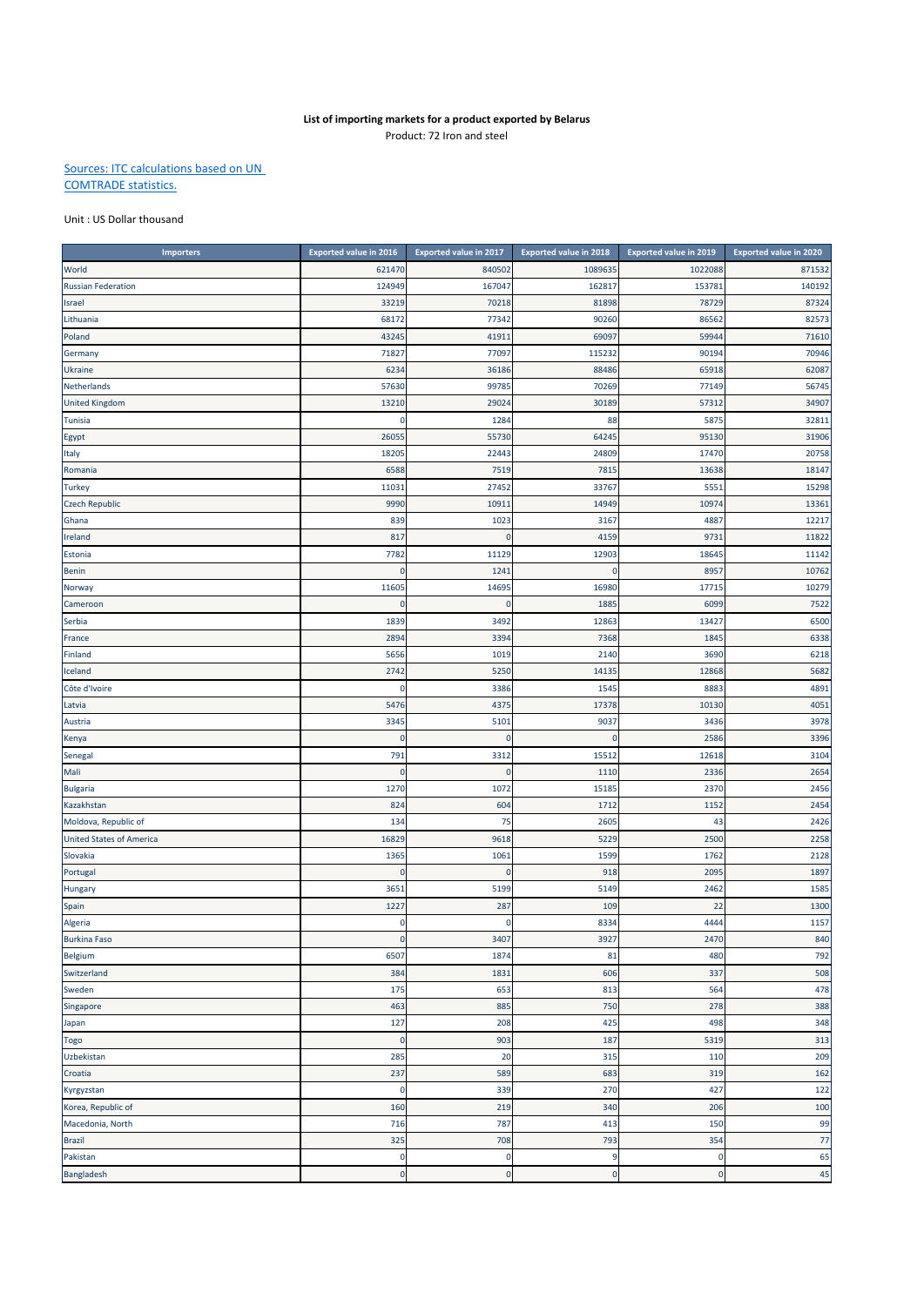**List of importing markets for a product exported by Belarus**

Product: 72 Iron and steel

Sources: ITC calculations based on UN COMTRADE statistics.

Unit : US Dollar thousand

| Importers | Exported value in 2016 | Exported value in 2017 | Exported value in 2018 | Exported value in 2019 | Exported value in 2020 |
|---|---|---|---|---|---|
| World | 621470 | 840502 | 1089635 | 1022088 | 871532 |
| Russian Federation | 124949 | 167047 | 162817 | 153781 | 140192 |
| Israel | 33219 | 70218 | 81898 | 78729 | 87324 |
| Lithuania | 68172 | 77342 | 90260 | 86562 | 82573 |
| Poland | 43245 | 41911 | 69097 | 59944 | 71610 |
| Germany | 71827 | 77097 | 115232 | 90194 | 70946 |
| Ukraine | 6234 | 36186 | 88486 | 65918 | 62087 |
| Netherlands | 57630 | 99785 | 70269 | 77149 | 56745 |
| United Kingdom | 13210 | 29024 | 30189 | 57312 | 34907 |
| Tunisia | 0 | 1284 | 88 | 5875 | 32811 |
| Egypt | 26055 | 55730 | 64245 | 95130 | 31906 |
| Italy | 18205 | 22443 | 24809 | 17470 | 20758 |
| Romania | 6588 | 7519 | 7815 | 13638 | 18147 |
| Turkey | 11031 | 27452 | 33767 | 5551 | 15298 |
| Czech Republic | 9990 | 10911 | 14949 | 10974 | 13361 |
| Ghana | 839 | 1023 | 3167 | 4887 | 12217 |
| Ireland | 817 | 0 | 4159 | 9731 | 11822 |
| Estonia | 7782 | 11129 | 12903 | 18645 | 11142 |
| Benin | 0 | 1241 | 0 | 8957 | 10762 |
| Norway | 11605 | 14695 | 16980 | 17715 | 10279 |
| Cameroon | 0 | 0 | 1885 | 6099 | 7522 |
| Serbia | 1839 | 3492 | 12863 | 13427 | 6500 |
| France | 2894 | 3394 | 7368 | 1845 | 6338 |
| Finland | 5656 | 1019 | 2140 | 3690 | 6218 |
| Iceland | 2742 | 5250 | 14135 | 12868 | 5682 |
| Côte d'Ivoire | 0 | 3386 | 1545 | 8883 | 4891 |
| Latvia | 5476 | 4375 | 17378 | 10130 | 4051 |
| Austria | 3345 | 5101 | 9037 | 3436 | 3978 |
| Kenya | 0 | 0 | 0 | 2586 | 3396 |
| Senegal | 791 | 3312 | 15512 | 12618 | 3104 |
| Mali | 0 | 0 | 1110 | 2336 | 2654 |
| Bulgaria | 1270 | 1072 | 15185 | 2370 | 2456 |
| Kazakhstan | 824 | 604 | 1712 | 1152 | 2454 |
| Moldova, Republic of | 134 | 75 | 2605 | 43 | 2426 |
| United States of America | 16829 | 9618 | 5229 | 2500 | 2258 |
| Slovakia | 1365 | 1061 | 1599 | 1762 | 2128 |
| Portugal | 0 | 0 | 918 | 2095 | 1897 |
| Hungary | 3651 | 5199 | 5149 | 2462 | 1585 |
| Spain | 1227 | 287 | 109 | 22 | 1300 |
| Algeria | 0 | 0 | 8334 | 4444 | 1157 |
| Burkina Faso | 0 | 3407 | 3927 | 2470 | 840 |
| Belgium | 6507 | 1874 | 81 | 480 | 792 |
| Switzerland | 384 | 1831 | 606 | 337 | 508 |
| Sweden | 175 | 653 | 813 | 564 | 478 |
| Singapore | 463 | 885 | 750 | 278 | 388 |
| Japan | 127 | 208 | 425 | 498 | 348 |
| Togo | 0 | 903 | 187 | 5319 | 313 |
| Uzbekistan | 285 | 20 | 315 | 110 | 209 |
| Croatia | 237 | 589 | 683 | 319 | 162 |
| Kyrgyzstan | 0 | 339 | 270 | 427 | 122 |
| Korea, Republic of | 160 | 219 | 340 | 206 | 100 |
| Macedonia, North | 716 | 787 | 413 | 150 | 99 |
| Brazil | 325 | 708 | 793 | 354 | 77 |
| Pakistan | 0 | 0 | 9 | 0 | 65 |
| Bangladesh | 0 | 0 | 0 | 0 | 45 |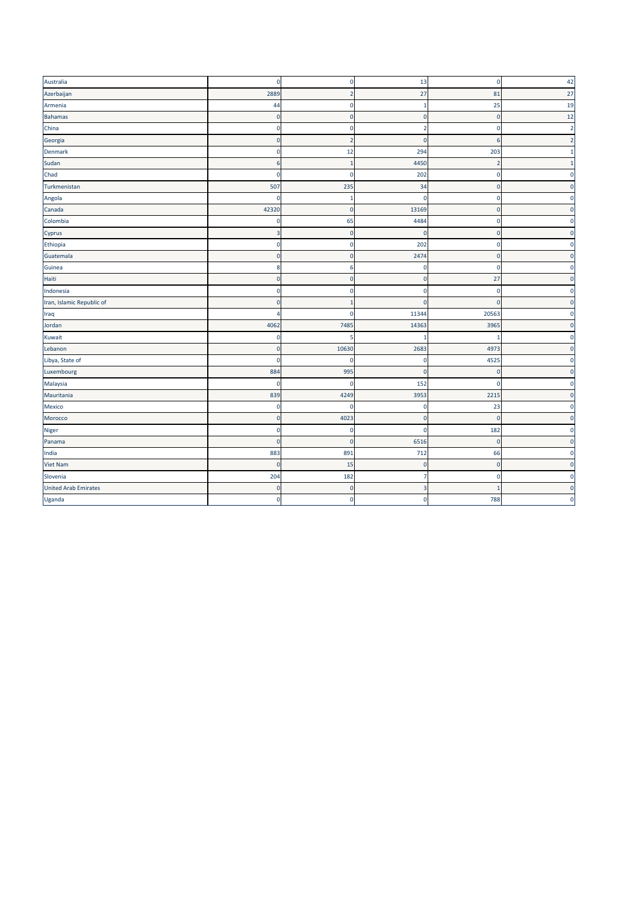| | | | | | |
|---|---|---|---|---|---|
| Australia | 0 | 0 | 13 | 0 | 42 |
| Azerbaijan | 2889 | 2 | 27 | 81 | 27 |
| Armenia | 44 | 0 | 1 | 25 | 19 |
| Bahamas | 0 | 0 | 0 | 0 | 12 |
| China | 0 | 0 | 2 | 0 | 2 |
| Georgia | 0 | 2 | 0 | 6 | 2 |
| Denmark | 0 | 12 | 294 | 203 | 1 |
| Sudan | 6 | 1 | 4450 | 2 | 1 |
| Chad | 0 | 0 | 202 | 0 | 0 |
| Turkmenistan | 507 | 235 | 34 | 0 | 0 |
| Angola | 0 | 1 | 0 | 0 | 0 |
| Canada | 42320 | 0 | 13169 | 0 | 0 |
| Colombia | 0 | 65 | 4484 | 0 | 0 |
| Cyprus | 3 | 0 | 0 | 0 | 0 |
| Ethiopia | 0 | 0 | 202 | 0 | 0 |
| Guatemala | 0 | 0 | 2474 | 0 | 0 |
| Guinea | 8 | 6 | 0 | 0 | 0 |
| Haiti | 0 | 0 | 0 | 27 | 0 |
| Indonesia | 0 | 0 | 0 | 0 | 0 |
| Iran, Islamic Republic of | 0 | 1 | 0 | 0 | 0 |
| Iraq | 4 | 0 | 11344 | 20563 | 0 |
| Jordan | 4062 | 7485 | 14363 | 3965 | 0 |
| Kuwait | 0 | 5 | 1 | 1 | 0 |
| Lebanon | 0 | 10630 | 2683 | 4973 | 0 |
| Libya, State of | 0 | 0 | 0 | 4525 | 0 |
| Luxembourg | 884 | 995 | 0 | 0 | 0 |
| Malaysia | 0 | 0 | 152 | 0 | 0 |
| Mauritania | 839 | 4249 | 3953 | 2215 | 0 |
| Mexico | 0 | 0 | 0 | 23 | 0 |
| Morocco | 0 | 4023 | 0 | 0 | 0 |
| Niger | 0 | 0 | 0 | 182 | 0 |
| Panama | 0 | 0 | 6516 | 0 | 0 |
| India | 883 | 891 | 712 | 66 | 0 |
| Viet Nam | 0 | 15 | 0 | 0 | 0 |
| Slovenia | 204 | 182 | 7 | 0 | 0 |
| United Arab Emirates | 0 | 0 | 3 | 1 | 0 |
| Uganda | 0 | 0 | 0 | 788 | 0 |